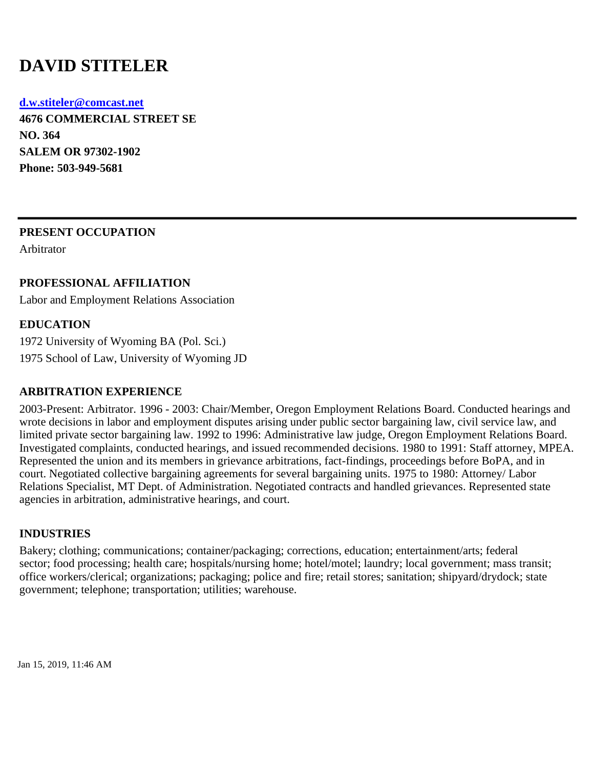# DAVID STITELER

**d.w.stiteler@comcast.net**
**4676 COMMERCIAL STREET SE**
**NO. 364**
**SALEM OR 97302-1902**
**Phone: 503-949-5681**

---

## PRESENT OCCUPATION

Arbitrator

## PROFESSIONAL AFFILIATION

Labor and Employment Relations Association

## EDUCATION

1972 University of Wyoming BA (Pol. Sci.)
1975 School of Law, University of Wyoming JD

## ARBITRATION EXPERIENCE

2003-Present: Arbitrator. 1996 - 2003: Chair/Member, Oregon Employment Relations Board. Conducted hearings and wrote decisions in labor and employment disputes arising under public sector bargaining law, civil service law, and limited private sector bargaining law. 1992 to 1996: Administrative law judge, Oregon Employment Relations Board. Investigated complaints, conducted hearings, and issued recommended decisions. 1980 to 1991: Staff attorney, MPEA. Represented the union and its members in grievance arbitrations, fact-findings, proceedings before BoPA, and in court. Negotiated collective bargaining agreements for several bargaining units. 1975 to 1980: Attorney/ Labor Relations Specialist, MT Dept. of Administration. Negotiated contracts and handled grievances. Represented state agencies in arbitration, administrative hearings, and court.

## INDUSTRIES

Bakery; clothing; communications; container/packaging; corrections, education; entertainment/arts; federal sector; food processing; health care; hospitals/nursing home; hotel/motel; laundry; local government; mass transit; office workers/clerical; organizations; packaging; police and fire; retail stores; sanitation; shipyard/drydock; state government; telephone; transportation; utilities; warehouse.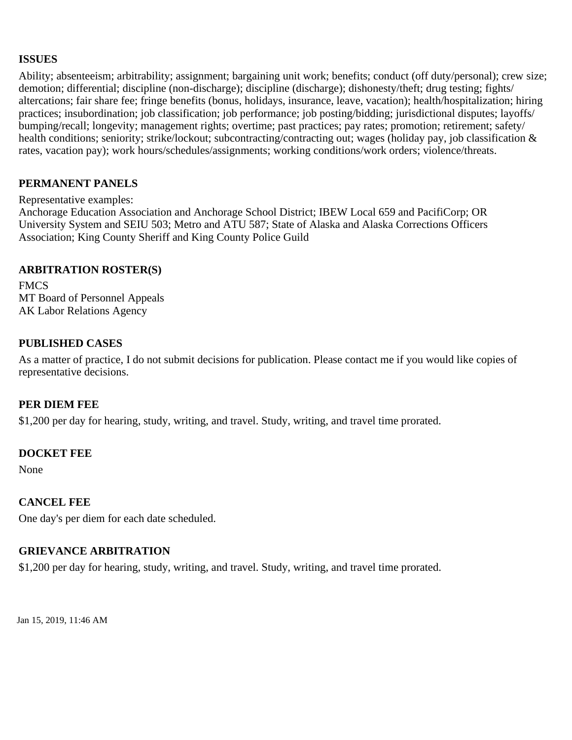**ISSUES**

Ability; absenteeism; arbitrability; assignment; bargaining unit work; benefits; conduct (off duty/personal); crew size; demotion; differential; discipline (non-discharge); discipline (discharge); dishonesty/theft; drug testing; fights/altercations; fair share fee; fringe benefits (bonus, holidays, insurance, leave, vacation); health/hospitalization; hiring practices; insubordination; job classification; job performance; job posting/bidding; jurisdictional disputes; layoffs/bumping/recall; longevity; management rights; overtime; past practices; pay rates; promotion; retirement; safety/health conditions; seniority; strike/lockout; subcontracting/contracting out; wages (holiday pay, job classification & rates, vacation pay); work hours/schedules/assignments; working conditions/work orders; violence/threats.

**PERMANENT PANELS**

Representative examples:
Anchorage Education Association and Anchorage School District; IBEW Local 659 and PacifiCorp; OR University System and SEIU 503; Metro and ATU 587; State of Alaska and Alaska Corrections Officers Association; King County Sheriff and King County Police Guild

**ARBITRATION ROSTER(S)**

FMCS
MT Board of Personnel Appeals
AK Labor Relations Agency

**PUBLISHED CASES**

As a matter of practice, I do not submit decisions for publication. Please contact me if you would like copies of representative decisions.

**PER DIEM FEE**

$1,200 per day for hearing, study, writing, and travel. Study, writing, and travel time prorated.

**DOCKET FEE**

None

**CANCEL FEE**

One day's per diem for each date scheduled.

**GRIEVANCE ARBITRATION**

$1,200 per day for hearing, study, writing, and travel. Study, writing, and travel time prorated.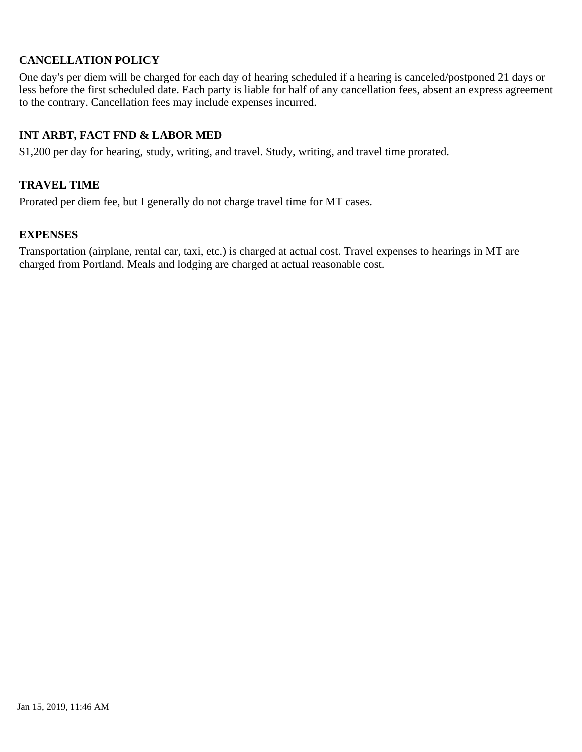**CANCELLATION POLICY**

One day's per diem will be charged for each day of hearing scheduled if a hearing is canceled/postponed 21 days or less before the first scheduled date. Each party is liable for half of any cancellation fees, absent an express agreement to the contrary. Cancellation fees may include expenses incurred.

**INT ARBT, FACT FND & LABOR MED**

$1,200 per day for hearing, study, writing, and travel. Study, writing, and travel time prorated.

**TRAVEL TIME**

Prorated per diem fee, but I generally do not charge travel time for MT cases.

**EXPENSES**

Transportation (airplane, rental car, taxi, etc.) is charged at actual cost. Travel expenses to hearings in MT are charged from Portland. Meals and lodging are charged at actual reasonable cost.